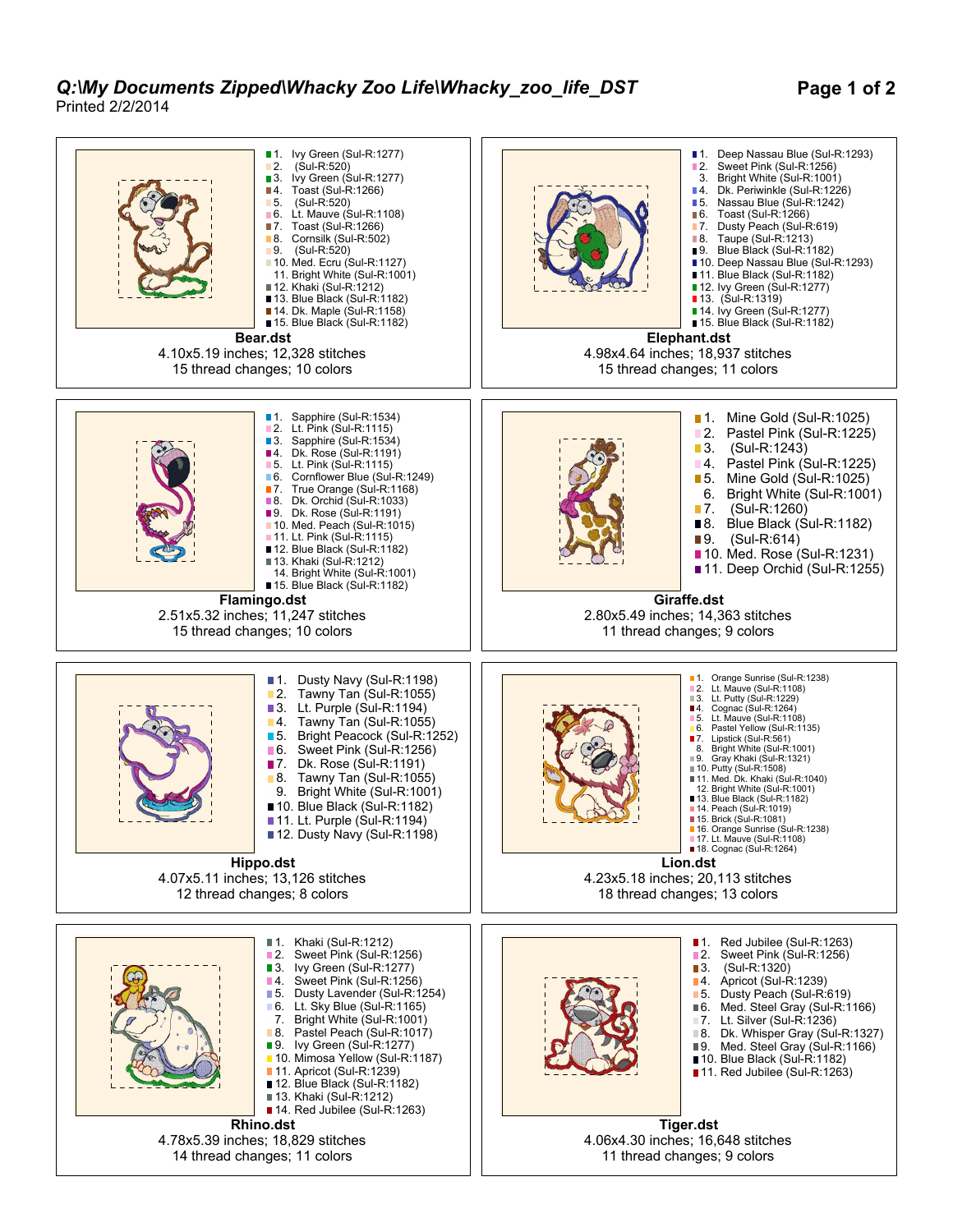# *Q:\My Documents Zipped\Whacky Zoo Life\Whacky_zoo_life_DST*

Printed 2/2/2014

1. Ivy Green (Sul-R:1277)
2. (Sul-R:520)
3. Ivy Green (Sul-R:1277)
4. Toast (Sul-R:1266)
5. (Sul-R:520)
6. Lt. Mauve (Sul-R:1108)
7. Toast (Sul-R:1266)
8. Cornsilk (Sul-R:502)
9. (Sul-R:520)
10. Med. Ecru (Sul-R:1127)
11. Bright White (Sul-R:1001)
12. Khaki (Sul-R:1212)
13. Blue Black (Sul-R:1182)
14. Dk. Maple (Sul-R:1158)
15. Blue Black (Sul-R:1182)

**Bear.dst**
4.10x5.19 inches; 12,328 stitches
15 thread changes; 10 colors

1. Deep Nassau Blue (Sul-R:1293)
2. Sweet Pink (Sul-R:1256)
3. Bright White (Sul-R:1001)
4. Dk. Periwinkle (Sul-R:1226)
5. Nassau Blue (Sul-R:1242)
6. Toast (Sul-R:1266)
7. Dusty Peach (Sul-R:619)
8. Taupe (Sul-R:1213)
9. Blue Black (Sul-R:1182)
10. Deep Nassau Blue (Sul-R:1293)
11. Blue Black (Sul-R:1182)
12. Ivy Green (Sul-R:1277)
13. (Sul-R:1319)
14. Ivy Green (Sul-R:1277)
15. Blue Black (Sul-R:1182)

**Elephant.dst**
4.98x4.64 inches; 18,937 stitches
15 thread changes; 11 colors

1. Sapphire (Sul-R:1534)
2. Lt. Pink (Sul-R:1115)
3. Sapphire (Sul-R:1534)
4. Dk. Rose (Sul-R:1191)
5. Lt. Pink (Sul-R:1115)
6. Cornflower Blue (Sul-R:1249)
7. True Orange (Sul-R:1168)
8. Dk. Orchid (Sul-R:1033)
9. Dk. Rose (Sul-R:1191)
10. Med. Peach (Sul-R:1015)
11. Lt. Pink (Sul-R:1115)
12. Blue Black (Sul-R:1182)
13. Khaki (Sul-R:1212)
14. Bright White (Sul-R:1001)
15. Blue Black (Sul-R:1182)

**Flamingo.dst**
2.51x5.32 inches; 11,247 stitches
15 thread changes; 10 colors

1. Mine Gold (Sul-R:1025)
2. Pastel Pink (Sul-R:1225)
3. (Sul-R:1243)
4. Pastel Pink (Sul-R:1225)
5. Mine Gold (Sul-R:1025)
6. Bright White (Sul-R:1001)
7. (Sul-R:1260)
8. Blue Black (Sul-R:1182)
9. (Sul-R:614)
10. Med. Rose (Sul-R:1231)
11. Deep Orchid (Sul-R:1255)

**Giraffe.dst**
2.80x5.49 inches; 14,363 stitches
11 thread changes; 9 colors

1. Dusty Navy (Sul-R:1198)
2. Tawny Tan (Sul-R:1055)
3. Lt. Purple (Sul-R:1194)
4. Tawny Tan (Sul-R:1055)
5. Bright Peacock (Sul-R:1252)
6. Sweet Pink (Sul-R:1256)
7. Dk. Rose (Sul-R:1191)
8. Tawny Tan (Sul-R:1055)
9. Bright White (Sul-R:1001)
10. Blue Black (Sul-R:1182)
11. Lt. Purple (Sul-R:1194)
12. Dusty Navy (Sul-R:1198)

**Hippo.dst**
4.07x5.11 inches; 13,126 stitches
12 thread changes; 8 colors

1. Orange Sunrise (Sul-R:1238)
2. Lt. Mauve (Sul-R:1108)
3. Lt. Putty (Sul-R:1229)
4. Cognac (Sul-R:1264)
5. Lt. Mauve (Sul-R:1108)
6. Pastel Yellow (Sul-R:1135)
7. Lipstick (Sul-R:561)
8. Bright White (Sul-R:1001)
9. Gray Khaki (Sul-R:1321)
10. Putty (Sul-R:1508)
11. Med. Dk. Khaki (Sul-R:1040)
12. Bright White (Sul-R:1001)
13. Blue Black (Sul-R:1182)
14. Peach (Sul-R:1019)
15. Brick (Sul-R:1081)
16. Orange Sunrise (Sul-R:1238)
17. Lt. Mauve (Sul-R:1108)
18. Cognac (Sul-R:1264)

**Lion.dst**
4.23x5.18 inches; 20,113 stitches
18 thread changes; 13 colors

1. Khaki (Sul-R:1212)
2. Sweet Pink (Sul-R:1256)
3. Ivy Green (Sul-R:1277)
4. Sweet Pink (Sul-R:1256)
5. Dusty Lavender (Sul-R:1254)
6. Lt. Sky Blue (Sul-R:1165)
7. Bright White (Sul-R:1001)
8. Pastel Peach (Sul-R:1017)
9. Ivy Green (Sul-R:1277)
10. Mimosa Yellow (Sul-R:1187)
11. Apricot (Sul-R:1239)
12. Blue Black (Sul-R:1182)
13. Khaki (Sul-R:1212)
14. Red Jubilee (Sul-R:1263)

**Rhino.dst**
4.78x5.39 inches; 18,829 stitches
14 thread changes; 11 colors

1. Red Jubilee (Sul-R:1263)
2. Sweet Pink (Sul-R:1256)
3. (Sul-R:1320)
4. Apricot (Sul-R:1239)
5. Dusty Peach (Sul-R:619)
6. Med. Steel Gray (Sul-R:1166)
7. Lt. Silver (Sul-R:1236)
8. Dk. Whisper Gray (Sul-R:1327)
9. Med. Steel Gray (Sul-R:1166)
10. Blue Black (Sul-R:1182)
11. Red Jubilee (Sul-R:1263)

**Tiger.dst**
4.06x4.30 inches; 16,648 stitches
11 thread changes; 9 colors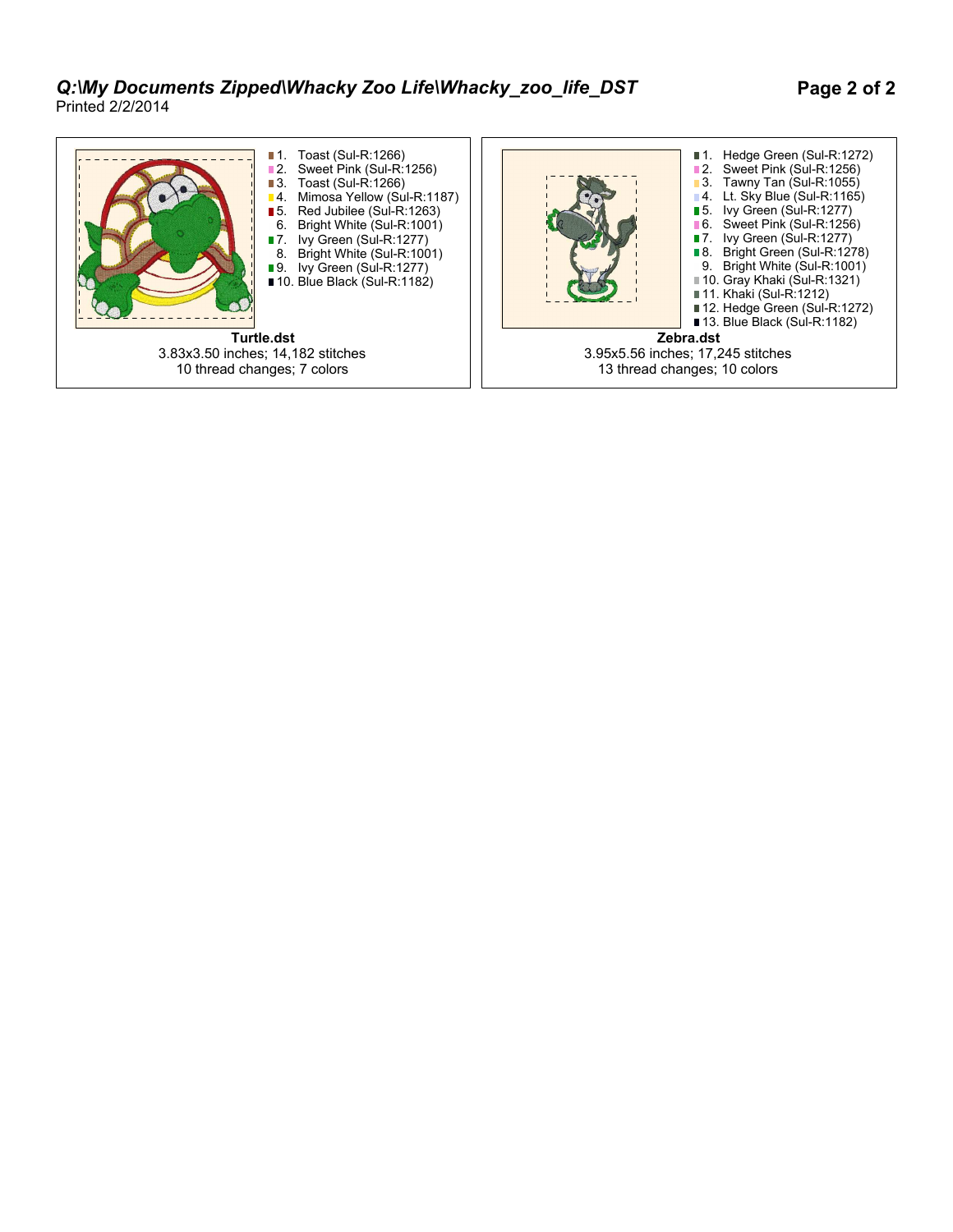1. Toast (Sul-R:1266)
2. Sweet Pink (Sul-R:1256)
3. Toast (Sul-R:1266)
4. Mimosa Yellow (Sul-R:1187)
5. Red Jubilee (Sul-R:1263)
6. Bright White (Sul-R:1001)
7. Ivy Green (Sul-R:1277)
8. Bright White (Sul-R:1001)
9. Ivy Green (Sul-R:1277)
10. Blue Black (Sul-R:1182)

**Turtle.dst**
3.83x3.50 inches; 14,182 stitches
10 thread changes; 7 colors

1. Hedge Green (Sul-R:1272)
2. Sweet Pink (Sul-R:1256)
3. Tawny Tan (Sul-R:1055)
4. Lt. Sky Blue (Sul-R:1165)
5. Ivy Green (Sul-R:1277)
6. Sweet Pink (Sul-R:1256)
7. Ivy Green (Sul-R:1277)
8. Bright Green (Sul-R:1278)
9. Bright White (Sul-R:1001)
10. Gray Khaki (Sul-R:1321)
11. Khaki (Sul-R:1212)
12. Hedge Green (Sul-R:1272)
13. Blue Black (Sul-R:1182)

**Zebra.dst**
3.95x5.56 inches; 17,245 stitches
13 thread changes; 10 colors